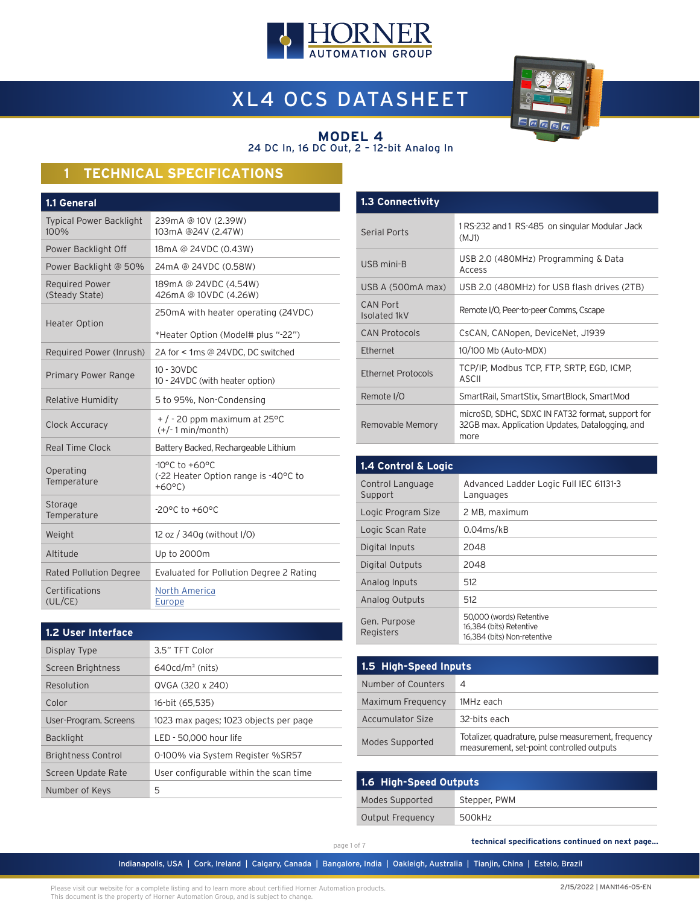# XL4 OCS DATASHEET

## MODEL 4

24 DC In, 16 DC Out, 2 – 12-bit Analog In

## 1 TECHNICAL SPECIFICATIONS

| 1.1 General | |
|---|---|
| Typical Power Backlight 100% | 239mA @ 10V (2.39W)<br>103mA @24V (2.47W) |
| Power Backlight Off | 18mA @ 24VDC (0.43W) |
| Power Backlight @ 50% | 24mA @ 24VDC (0.58W) |
| Required Power (Steady State) | 189mA @ 24VDC (4.54W)<br>426mA @ 10VDC (4.26W) |
| Heater Option | 250mA with heater operating (24VDC)<br><br>*Heater Option (Model# plus "-22") |
| Required Power (Inrush) | 2A for < 1ms @ 24VDC, DC switched |
| Primary Power Range | 10 - 30VDC<br>10 - 24VDC (with heater option) |
| Relative Humidity | 5 to 95%, Non-Condensing |
| Clock Accuracy | + / - 20 ppm maximum at 25°C<br>(+/- 1 min/month) |
| Real Time Clock | Battery Backed, Rechargeable Lithium |
| Operating Temperature | -10°C to +60°C<br>(-22 Heater Option range is -40°C to +60°C) |
| Storage Temperature | -20°C to +60°C |
| Weight | 12 oz / 340g (without I/O) |
| Altitude | Up to 2000m |
| Rated Pollution Degree | Evaluated for Pollution Degree 2 Rating |
| Certifications (UL/CE) | North America<br>Europe |

| 1.2 User Interface | |
|---|---|
| Display Type | 3.5" TFT Color |
| Screen Brightness | 640cd/m² (nits) |
| Resolution | QVGA (320 x 240) |
| Color | 16-bit (65,535) |
| User-Program. Screens | 1023 max pages; 1023 objects per page |
| Backlight | LED - 50,000 hour life |
| Brightness Control | 0-100% via System Register %SR57 |
| Screen Update Rate | User configurable within the scan time |
| Number of Keys | 5 |

| 1.3 Connectivity | |
|---|---|
| Serial Ports | 1 RS-232 and 1 RS-485 on singular Modular Jack (MJ1) |
| USB mini-B | USB 2.0 (480MHz) Programming & Data Access |
| USB A (500mA max) | USB 2.0 (480MHz) for USB flash drives (2TB) |
| CAN Port Isolated 1kV | Remote I/O, Peer-to-peer Comms, Cscape |
| CAN Protocols | CsCAN, CANopen, DeviceNet, J1939 |
| Ethernet | 10/100 Mb (Auto-MDX) |
| Ethernet Protocols | TCP/IP, Modbus TCP, FTP, SRTP, EGD, ICMP, ASCII |
| Remote I/O | SmartRail, SmartStix, SmartBlock, SmartMod |
| Removable Memory | microSD, SDHC, SDXC IN FAT32 format, support for 32GB max. Application Updates, Datalogging, and more |

| 1.4 Control & Logic | |
|---|---|
| Control Language Support | Advanced Ladder Logic Full IEC 61131-3 Languages |
| Logic Program Size | 2 MB, maximum |
| Logic Scan Rate | 0.04ms/kB |
| Digital Inputs | 2048 |
| Digital Outputs | 2048 |
| Analog Inputs | 512 |
| Analog Outputs | 512 |
| Gen. Purpose Registers | 50,000 (words) Retentive<br>16,384 (bits) Retentive<br>16,384 (bits) Non-retentive |

| 1.5 High-Speed Inputs | |
|---|---|
| Number of Counters | 4 |
| Maximum Frequency | 1MHz each |
| Accumulator Size | 32-bits each |
| Modes Supported | Totalizer, quadrature, pulse measurement, frequency measurement, set-point controlled outputs |

| 1.6 High-Speed Outputs | |
|---|---|
| Modes Supported | Stepper, PWM |
| Output Frequency | 500kHz |

**technical specifications continued on next page...**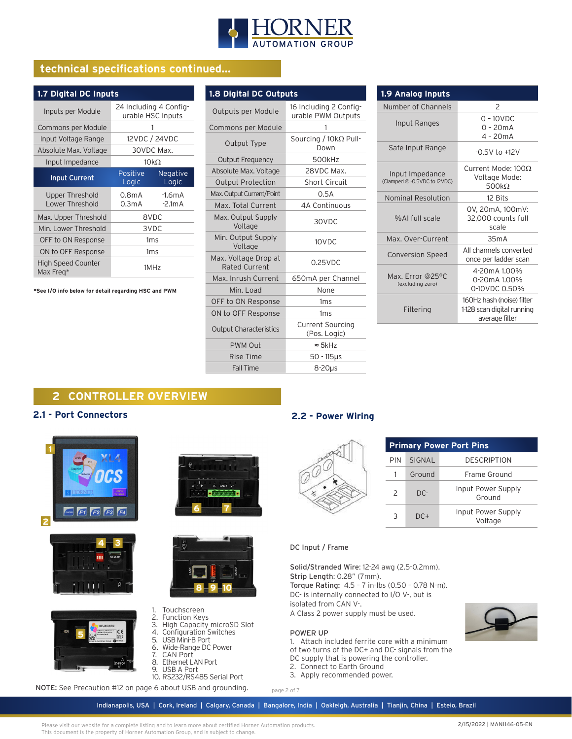## technical specifications continued...

### 1.7 Digital DC Inputs

| | |
|---|---|
| Inputs per Module | 24 Including 4 Configurable HSC Inputs |
| Commons per Module | 1 |
| Input Voltage Range | 12VDC / 24VDC |
| Absolute Max. Voltage | 30VDC Max. |
| Input Impedance | 10kΩ |

| Input Current | Positive Logic | Negative Logic |
|---|---|---|
| Upper Threshold<br>Lower Threshold | 0.8mA<br>0.3mA | -1.6mA<br>-2.1mA |
| Max. Upper Threshold | 8VDC | |
| Min. Lower Threshold | 3VDC | |
| OFF to ON Response | 1ms | |
| ON to OFF Response | 1ms | |
| High Speed Counter Max Freq* | 1MHz | |

*See I/O info below for detail regarding HSC and PWM

### 1.8 Digital DC Outputs

| | |
|---|---|
| Outputs per Module | 16 Including 2 Configurable PWM Outputs |
| Commons per Module | 1 |
| Output Type | Sourcing / 10kΩ Pull-Down |
| Output Frequency | 500kHz |
| Absolute Max. Voltage | 28VDC Max. |
| Output Protection | Short Circuit |
| Max. Output Current/Point | 0.5A |
| Max. Total Current | 4A Continuous |
| Max. Output Supply Voltage | 30VDC |
| Min. Output Supply Voltage | 10VDC |
| Max. Voltage Drop at Rated Current | 0.25VDC |
| Max. Inrush Current | 650mA per Channel |
| Min. Load | None |
| OFF to ON Response | 1ms |
| ON to OFF Response | 1ms |
| Output Characteristics | Current Sourcing (Pos. Logic) |
| PWM Out | ≈ 5kHz |
| Rise Time | 50 - 115µs |
| Fall Time | 8-20µs |

### 1.9 Analog Inputs

| | |
|---|---|
| Number of Channels | 2 |
| Input Ranges | 0 - 10VDC<br>0 - 20mA<br>4 - 20mA |
| Safe Input Range | -0.5V to +12V |
| Input Impedance (Clamped @ -0.5VDC to 12VDC) | Current Mode: 100Ω<br>Voltage Mode: 500kΩ |
| Nominal Resolution | 12 Bits |
| %AI full scale | 0V, 20mA, 100mV: 32,000 counts full scale |
| Max. Over-Current | 35mA |
| Conversion Speed | All channels converted once per ladder scan |
| Max. Error @25°C (excluding zero) | 4-20mA 1.00%<br>0-20mA 1.00%<br>0-10VDC 0.50% |
| Filtering | 160Hz hash (noise) filter<br>1-128 scan digital running average filter |

## 2 CONTROLLER OVERVIEW

### 2.1 - Port Connectors

1. Touchscreen
2. Function Keys
3. High Capacity microSD Slot
4. Configuration Switches
5. USB Mini-B Port
6. Wide-Range DC Power
7. CAN Port
8. Ethernet LAN Port
9. USB A Port
10. RS232/RS485 Serial Port

**NOTE:** See Precaution #12 on page 6 about USB and grounding.

### 2.2 - Power Wiring

**Primary Power Port Pins**

| PIN | SIGNAL | DESCRIPTION |
|---|---|---|
| 1 | Ground | Frame Ground |
| 2 | DC- | Input Power Supply Ground |
| 3 | DC+ | Input Power Supply Voltage |

DC Input / Frame

**Solid/Stranded Wire:** 12-24 awg (2.5-0.2mm).
**Strip Length:** 0.28" (7mm).
**Torque Rating:** 4.5 – 7 in-lbs (0.50 – 0.78 N-m).
DC- is internally connected to I/O V-, but is isolated from CAN V-.
A Class 2 power supply must be used.

POWER UP

1. Attach included ferrite core with a minimum of two turns of the DC+ and DC- signals from the DC supply that is powering the controller.
2. Connect to Earth Ground
3. Apply recommended power.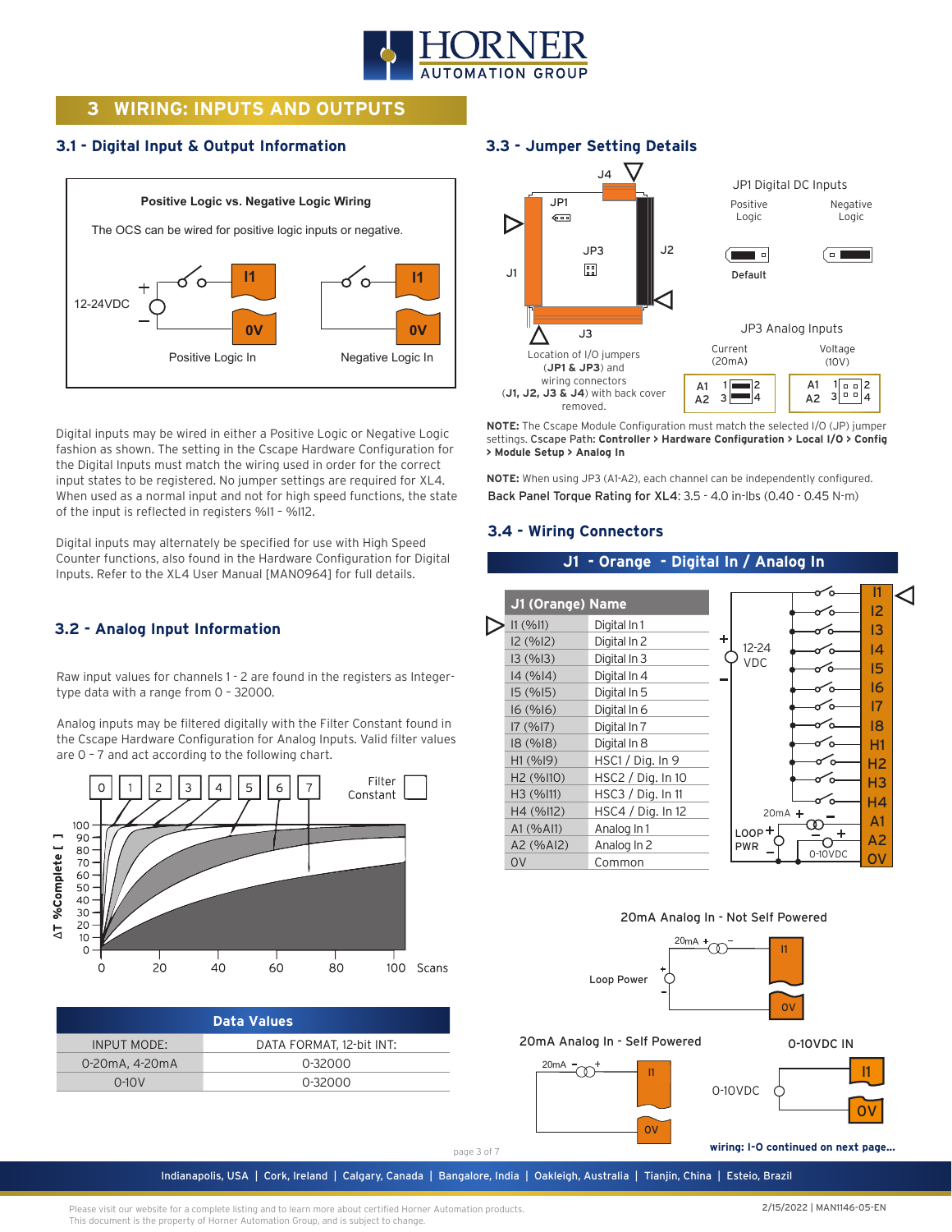# 3 WIRING: INPUTS AND OUTPUTS

## 3.1 - Digital Input & Output Information

**Positive Logic vs. Negative Logic Wiring**

The OCS can be wired for positive logic inputs or negative.

12-24VDC

Positive Logic In    Negative Logic In

Digital inputs may be wired in either a Positive Logic or Negative Logic fashion as shown. The setting in the Cscape Hardware Configuration for the Digital Inputs must match the wiring used in order for the correct input states to be registered. No jumper settings are required for XL4. When used as a normal input and not for high speed functions, the state of the input is reflected in registers %I1 - %I12.

Digital inputs may alternately be specified for use with High Speed Counter functions, also found in the Hardware Configuration for Digital Inputs. Refer to the XL4 User Manual [MAN0964] for full details.

## 3.2 - Analog Input Information

Raw input values for channels 1 - 2 are found in the registers as Integer-type data with a range from 0 - 32000.

Analog inputs may be filtered digitally with the Filter Constant found in the Cscape Hardware Configuration for Analog Inputs. Valid filter values are 0 - 7 and act according to the following chart.

Filter Constant: 0, 1, 2, 3, 4, 5, 6, 7

ΔT %Complete [ ] (0–100) vs. Scans (0–100)

| Data Values | |
|---|---|
| INPUT MODE: | DATA FORMAT, 12-bit INT: |
| 0-20mA, 4-20mA | 0-32000 |
| 0-10V | 0-32000 |

## 3.3 - Jumper Setting Details

Location of I/O jumpers (**JP1 & JP3**) and wiring connectors (**J1, J2, J3 & J4**) with back cover removed.

JP1 Digital DC Inputs: Positive Logic (Default), Negative Logic

JP3 Analog Inputs: Current (20mA), Voltage (10V)

**NOTE:** The Cscape Module Configuration must match the selected I/O (JP) jumper settings. Cscape Path: **Controller > Hardware Configuration > Local I/O > Config > Module Setup > Analog In**

**NOTE:** When using JP3 (A1-A2), each channel can be independently configured.

Back Panel Torque Rating for XL4: 3.5 - 4.0 in-lbs (0.40 - 0.45 N-m)

## 3.4 - Wiring Connectors

### J1 - Orange - Digital In / Analog In

| J1 (Orange) | Name |
|---|---|
| I1 (%I1) | Digital In 1 |
| I2 (%I2) | Digital In 2 |
| I3 (%I3) | Digital In 3 |
| I4 (%I4) | Digital In 4 |
| I5 (%I5) | Digital In 5 |
| I6 (%I6) | Digital In 6 |
| I7 (%I7) | Digital In 7 |
| I8 (%I8) | Digital In 8 |
| H1 (%I9) | HSC1 / Dig. In 9 |
| H2 (%I10) | HSC2 / Dig. In 10 |
| H3 (%I11) | HSC3 / Dig. In 11 |
| H4 (%I12) | HSC4 / Dig. In 12 |
| A1 (%AI1) | Analog In 1 |
| A2 (%AI2) | Analog In 2 |
| 0V | Common |

20mA Analog In - Not Self Powered

20mA Analog In - Self Powered

0-10VDC IN

**wiring: I-O continued on next page...**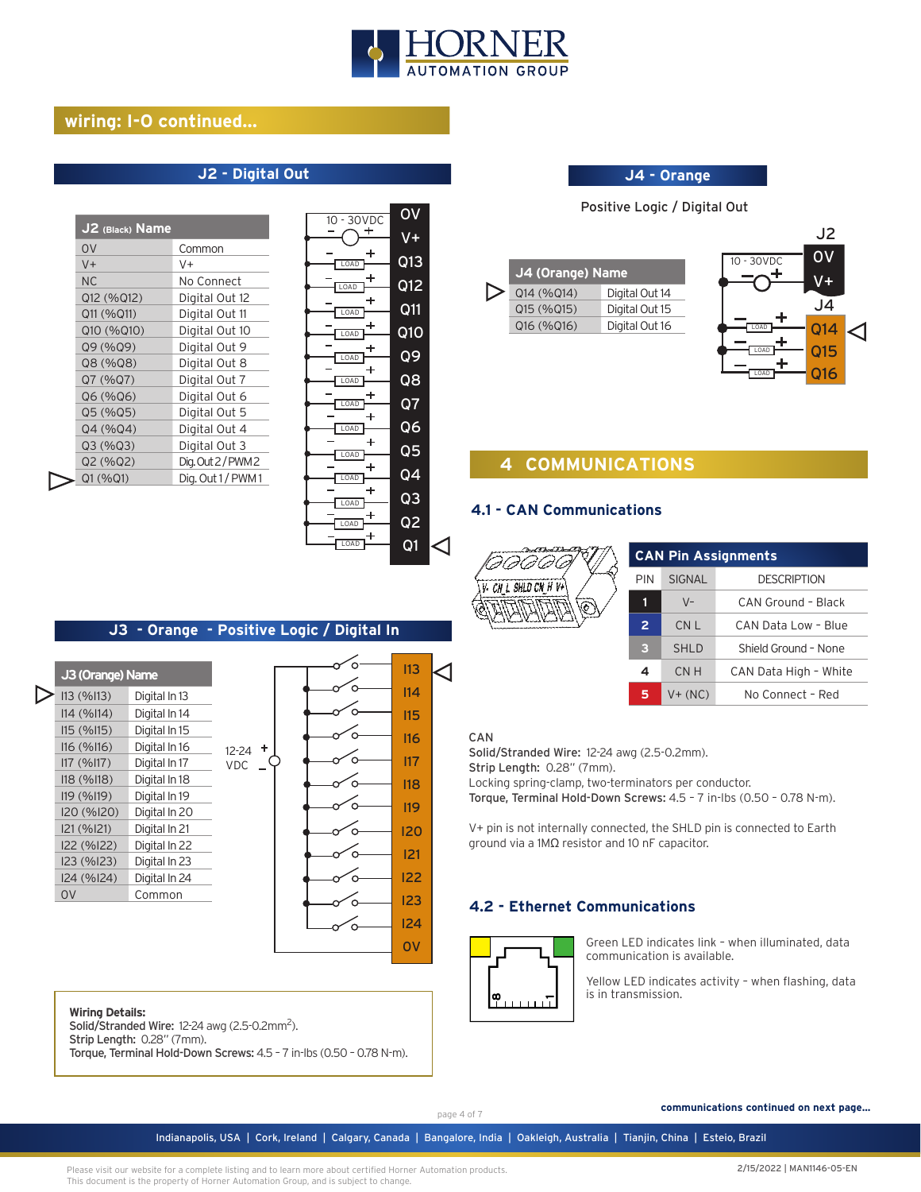## wiring: I-O continued...

### J2 - Digital Out

| J2 (Black) Name | |
|---|---|
| 0V | Common |
| V+ | V+ |
| NC | No Connect |
| Q12 (%Q12) | Digital Out 12 |
| Q11 (%Q11) | Digital Out 11 |
| Q10 (%Q10) | Digital Out 10 |
| Q9 (%Q9) | Digital Out 9 |
| Q8 (%Q8) | Digital Out 8 |
| Q7 (%Q7) | Digital Out 7 |
| Q6 (%Q6) | Digital Out 6 |
| Q5 (%Q5) | Digital Out 5 |
| Q4 (%Q4) | Digital Out 4 |
| Q3 (%Q3) | Digital Out 3 |
| Q2 (%Q2) | Dig. Out 2 / PWM 2 |
| Q1 (%Q1) | Dig. Out 1 / PWM 1 |

### J4 - Orange

Positive Logic / Digital Out

| J4 (Orange) Name | |
|---|---|
| Q14 (%Q14) | Digital Out 14 |
| Q15 (%Q15) | Digital Out 15 |
| Q16 (%Q16) | Digital Out 16 |

### J3 - Orange - Positive Logic / Digital In

| J3 (Orange) Name | |
|---|---|
| I13 (%I13) | Digital In 13 |
| I14 (%I14) | Digital In 14 |
| I15 (%I15) | Digital In 15 |
| I16 (%I16) | Digital In 16 |
| I17 (%I17) | Digital In 17 |
| I18 (%I18) | Digital In 18 |
| I19 (%I19) | Digital In 19 |
| I20 (%I20) | Digital In 20 |
| I21 (%I21) | Digital In 21 |
| I22 (%I22) | Digital In 22 |
| I23 (%I23) | Digital In 23 |
| I24 (%I24) | Digital In 24 |
| 0V | Common |

**Wiring Details:**
**Solid/Stranded Wire:** 12-24 awg (2.5-0.2mm$^2$).
**Strip Length:** 0.28" (7mm).
**Torque, Terminal Hold-Down Screws:** 4.5 - 7 in-lbs (0.50 - 0.78 N-m).

## 4 COMMUNICATIONS

### 4.1 - CAN Communications

| PIN | SIGNAL | DESCRIPTION |
|---|---|---|
| 1 | V- | CAN Ground - Black |
| 2 | CN L | CAN Data Low - Blue |
| 3 | SHLD | Shield Ground - None |
| 4 | CN H | CAN Data High - White |
| 5 | V+ (NC) | No Connect - Red |

CAN
**Solid/Stranded Wire:** 12-24 awg (2.5-0.2mm).
**Strip Length:** 0.28" (7mm).
Locking spring-clamp, two-terminators per conductor.
**Torque, Terminal Hold-Down Screws:** 4.5 - 7 in-lbs (0.50 - 0.78 N-m).

V+ pin is not internally connected, the SHLD pin is connected to Earth ground via a 1MΩ resistor and 10 nF capacitor.

### 4.2 - Ethernet Communications

Green LED indicates link – when illuminated, data communication is available.

Yellow LED indicates activity – when flashing, data is in transmission.

**communications continued on next page...**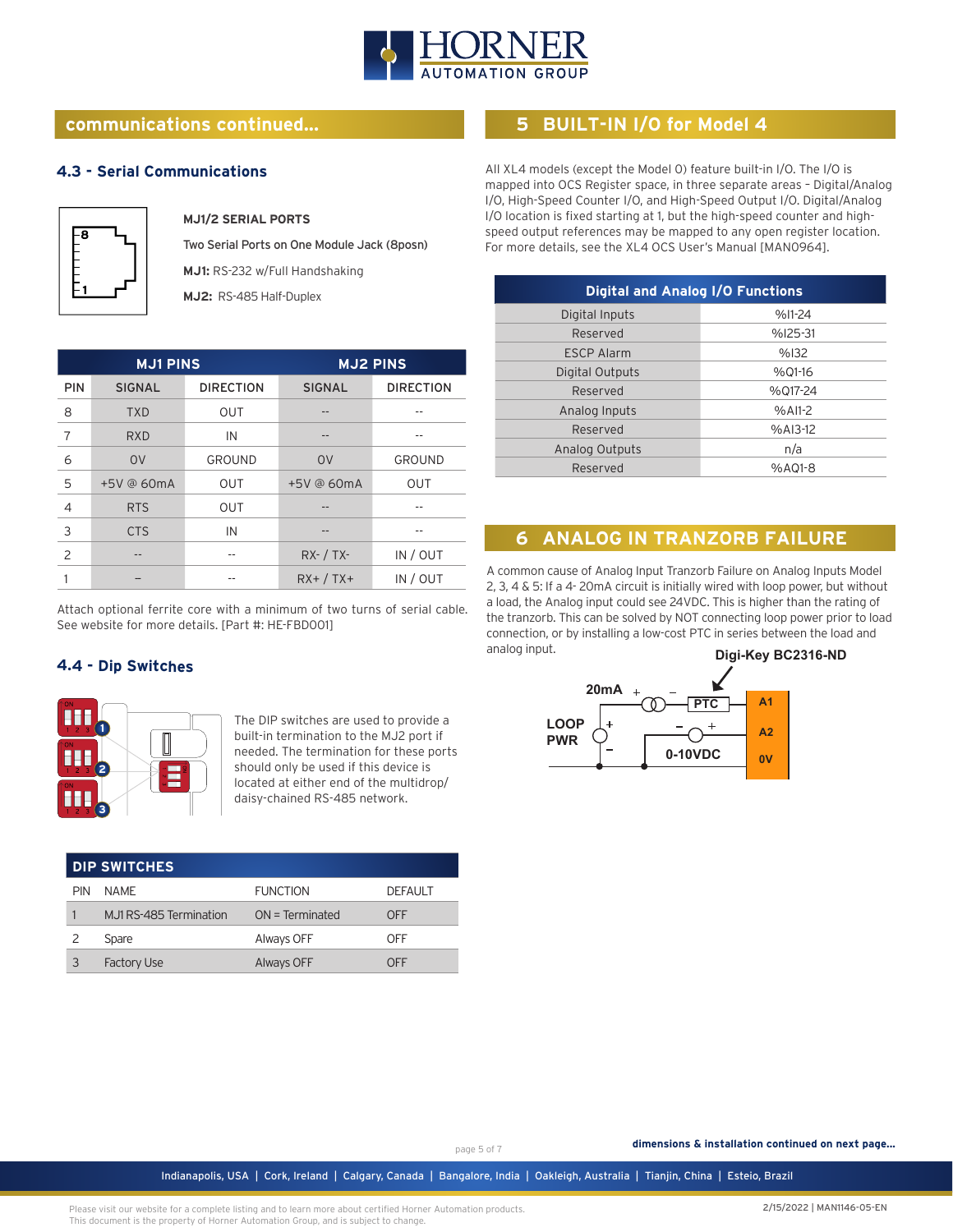## communications continued...

### 4.3 - Serial Communications

**MJ1/2 SERIAL PORTS**

Two Serial Ports on One Module Jack (8posn)

**MJ1:** RS-232 w/Full Handshaking

**MJ2:** RS-485 Half-Duplex

| MJ1 PINS | | | MJ2 PINS | |
|---|---|---|---|---|
| PIN | SIGNAL | DIRECTION | SIGNAL | DIRECTION |
| 8 | TXD | OUT | -- | -- |
| 7 | RXD | IN | -- | -- |
| 6 | 0V | GROUND | 0V | GROUND |
| 5 | +5V @ 60mA | OUT | +5V @ 60mA | OUT |
| 4 | RTS | OUT | -- | -- |
| 3 | CTS | IN | -- | -- |
| 2 | -- | -- | RX- / TX- | IN / OUT |
| 1 | – | -- | RX+ / TX+ | IN / OUT |

Attach optional ferrite core with a minimum of two turns of serial cable. See website for more details. [Part #: HE-FBD001]

### 4.4 - Dip Switches

The DIP switches are used to provide a built-in termination to the MJ2 port if needed. The termination for these ports should only be used if this device is located at either end of the multidrop/ daisy-chained RS-485 network.

| DIP SWITCHES | | | |
|---|---|---|---|
| PIN | NAME | FUNCTION | DEFAULT |
| 1 | MJ1 RS-485 Termination | ON = Terminated | OFF |
| 2 | Spare | Always OFF | OFF |
| 3 | Factory Use | Always OFF | OFF |

## 5 BUILT-IN I/O for Model 4

All XL4 models (except the Model 0) feature built-in I/O. The I/O is mapped into OCS Register space, in three separate areas – Digital/Analog I/O, High-Speed Counter I/O, and High-Speed Output I/O. Digital/Analog I/O location is fixed starting at 1, but the high-speed counter and high-speed output references may be mapped to any open register location. For more details, see the XL4 OCS User's Manual [MAN0964].

| Digital and Analog I/O Functions | |
|---|---|
| Digital Inputs | %I1-24 |
| Reserved | %I25-31 |
| ESCP Alarm | %I32 |
| Digital Outputs | %Q1-16 |
| Reserved | %Q17-24 |
| Analog Inputs | %AI1-2 |
| Reserved | %AI3-12 |
| Analog Outputs | n/a |
| Reserved | %AQ1-8 |

## 6 ANALOG IN TRANZORB FAILURE

A common cause of Analog Input Tranzorb Failure on Analog Inputs Model 2, 3, 4 & 5: If a 4- 20mA circuit is initially wired with loop power, but without a load, the Analog input could see 24VDC. This is higher than the rating of the tranzorb. This can be solved by NOT connecting loop power prior to load connection, or by installing a low-cost PTC in series between the load and analog input.

Digi-Key BC2316-ND

20mA, PTC, LOOP PWR, 0-10VDC, A1, A2, 0V

**dimensions & installation continued on next page...**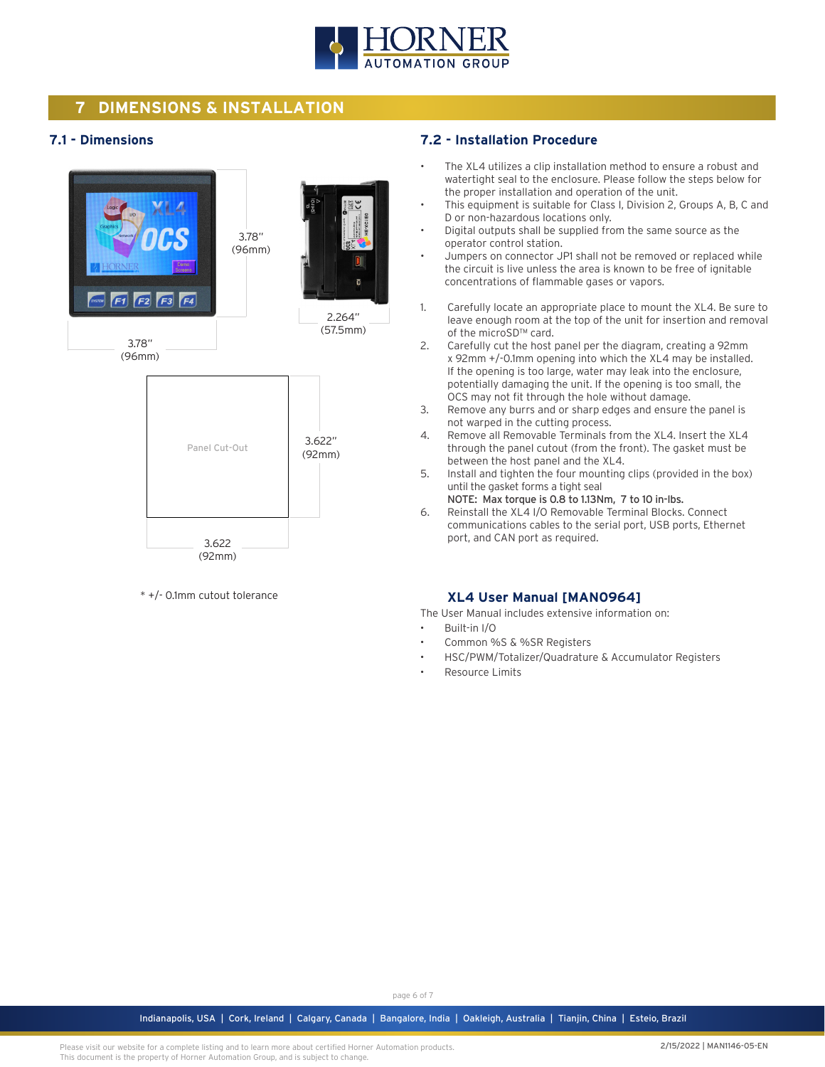# 7 DIMENSIONS & INSTALLATION

## 7.1 - Dimensions

3.78" (96mm)

3.78" (96mm)

2.264" (57.5mm)

Panel Cut-Out

3.622" (92mm)

3.622 (92mm)

* +/- 0.1mm cutout tolerance

## 7.2 - Installation Procedure

- The XL4 utilizes a clip installation method to ensure a robust and watertight seal to the enclosure. Please follow the steps below for the proper installation and operation of the unit.
- This equipment is suitable for Class I, Division 2, Groups A, B, C and D or non-hazardous locations only.
- Digital outputs shall be supplied from the same source as the operator control station.
- Jumpers on connector JP1 shall not be removed or replaced while the circuit is live unless the area is known to be free of ignitable concentrations of flammable gases or vapors.

1. Carefully locate an appropriate place to mount the XL4. Be sure to leave enough room at the top of the unit for insertion and removal of the microSD™ card.
2. Carefully cut the host panel per the diagram, creating a 92mm x 92mm +/-0.1mm opening into which the XL4 may be installed. If the opening is too large, water may leak into the enclosure, potentially damaging the unit. If the opening is too small, the OCS may not fit through the hole without damage.
3. Remove any burrs and or sharp edges and ensure the panel is not warped in the cutting process.
4. Remove all Removable Terminals from the XL4. Insert the XL4 through the panel cutout (from the front). The gasket must be between the host panel and the XL4.
5. Install and tighten the four mounting clips (provided in the box) until the gasket forms a tight seal
   **NOTE: Max torque is 0.8 to 1.13Nm, 7 to 10 in-lbs.**
6. Reinstall the XL4 I/O Removable Terminal Blocks. Connect communications cables to the serial port, USB ports, Ethernet port, and CAN port as required.

### XL4 User Manual [MAN0964]

The User Manual includes extensive information on:

- Built-in I/O
- Common %S & %SR Registers
- HSC/PWM/Totalizer/Quadrature & Accumulator Registers
- Resource Limits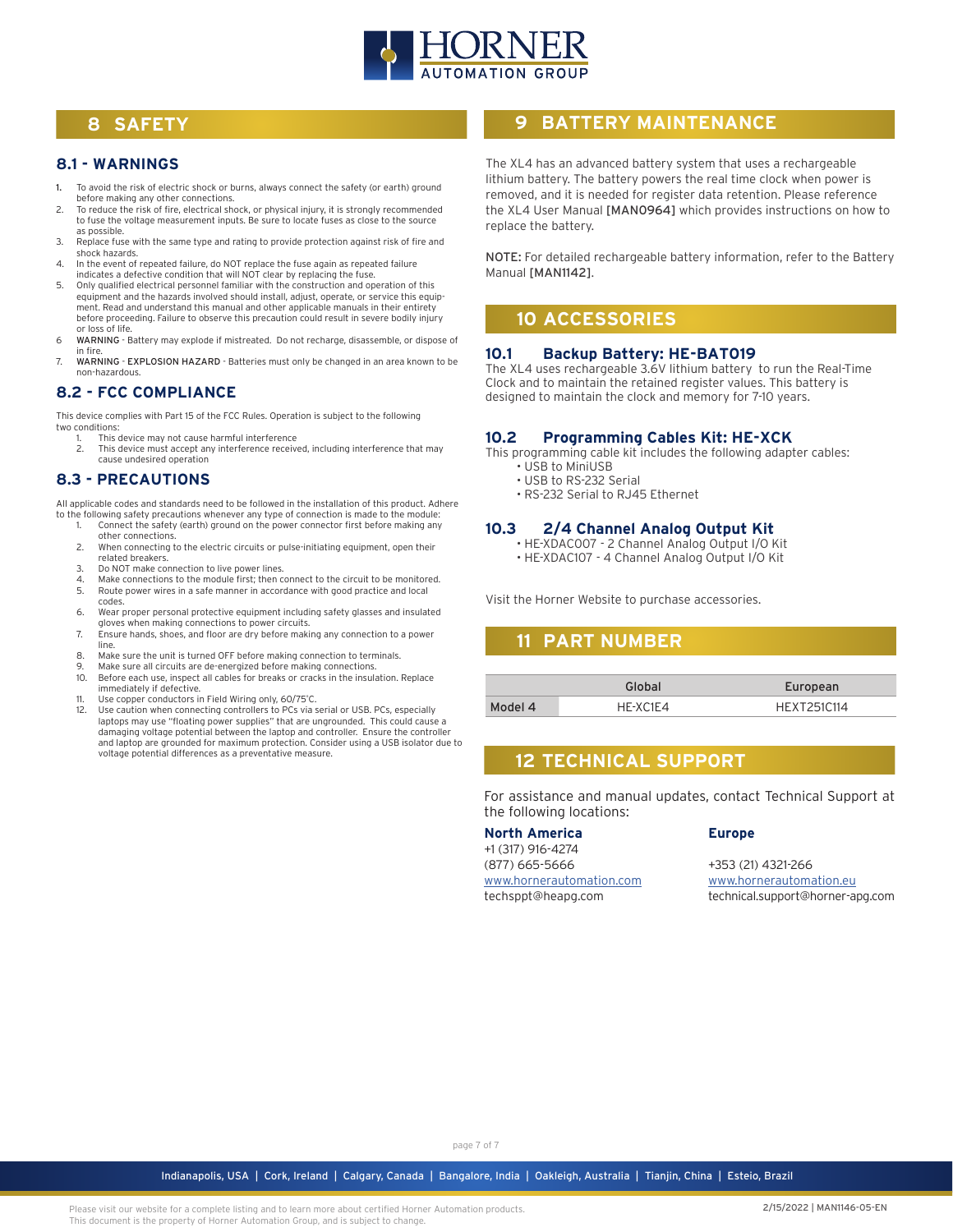## 8 SAFETY

### 8.1 - WARNINGS

1. To avoid the risk of electric shock or burns, always connect the safety (or earth) ground before making any other connections.
2. To reduce the risk of fire, electrical shock, or physical injury, it is strongly recommended to fuse the voltage measurement inputs. Be sure to locate fuses as close to the source as possible.
3. Replace fuse with the same type and rating to provide protection against risk of fire and shock hazards.
4. In the event of repeated failure, do NOT replace the fuse again as repeated failure indicates a defective condition that will NOT clear by replacing the fuse.
5. Only qualified electrical personnel familiar with the construction and operation of this equipment and the hazards involved should install, adjust, operate, or service this equipment. Read and understand this manual and other applicable manuals in their entirety before proceeding. Failure to observe this precaution could result in severe bodily injury or loss of life.
6. WARNING - Battery may explode if mistreated. Do not recharge, disassemble, or dispose of in fire.
7. WARNING - EXPLOSION HAZARD - Batteries must only be changed in an area known to be non-hazardous.

### 8.2 - FCC COMPLIANCE

This device complies with Part 15 of the FCC Rules. Operation is subject to the following two conditions:

1. This device may not cause harmful interference
2. This device must accept any interference received, including interference that may cause undesired operation

### 8.3 - PRECAUTIONS

All applicable codes and standards need to be followed in the installation of this product. Adhere to the following safety precautions whenever any type of connection is made to the module:

1. Connect the safety (earth) ground on the power connector first before making any other connections.
2. When connecting to the electric circuits or pulse-initiating equipment, open their related breakers.
3. Do NOT make connection to live power lines.
4. Make connections to the module first; then connect to the circuit to be monitored.
5. Route power wires in a safe manner in accordance with good practice and local codes.
6. Wear proper personal protective equipment including safety glasses and insulated gloves when making connections to power circuits.
7. Ensure hands, shoes, and floor are dry before making any connection to a power line.
8. Make sure the unit is turned OFF before making connection to terminals.
9. Make sure all circuits are de-energized before making connections.
10. Before each use, inspect all cables for breaks or cracks in the insulation. Replace immediately if defective.
11. Use copper conductors in Field Wiring only, 60/75°C.
12. Use caution when connecting controllers to PCs via serial or USB. PCs, especially laptops may use "floating power supplies" that are ungrounded. This could cause a damaging voltage potential between the laptop and controller. Ensure the controller and laptop are grounded for maximum protection. Consider using a USB isolator due to voltage potential differences as a preventative measure.

## 9 BATTERY MAINTENANCE

The XL4 has an advanced battery system that uses a rechargeable lithium battery. The battery powers the real time clock when power is removed, and it is needed for register data retention. Please reference the XL4 User Manual **[MAN0964]** which provides instructions on how to replace the battery.

**NOTE:** For detailed rechargeable battery information, refer to the Battery Manual **[MAN1142]**.

## 10 ACCESSORIES

### 10.1 Backup Battery: HE-BAT019

The XL4 uses rechargeable 3.6V lithium battery to run the Real-Time Clock and to maintain the retained register values. This battery is designed to maintain the clock and memory for 7-10 years.

### 10.2 Programming Cables Kit: HE-XCK

This programming cable kit includes the following adapter cables:

- USB to MiniUSB
- USB to RS-232 Serial
- RS-232 Serial to RJ45 Ethernet

### 10.3 2/4 Channel Analog Output Kit

- HE-XDAC007 - 2 Channel Analog Output I/O Kit
- HE-XDAC107 - 4 Channel Analog Output I/O Kit

Visit the Horner Website to purchase accessories.

## 11 PART NUMBER

| | Global | European |
|---|---|---|
| Model 4 | HE-XC1E4 | HEXT251C114 |

## 12 TECHNICAL SUPPORT

For assistance and manual updates, contact Technical Support at the following locations:

**North America**
+1 (317) 916-4274
(877) 665-5666
www.hornerautomation.com
techsppt@heapg.com

**Europe**
+353 (21) 4321-266
www.hornerautomation.eu
technical.support@horner-apg.com

Indianapolis, USA | Cork, Ireland | Calgary, Canada | Bangalore, India | Oakleigh, Australia | Tianjin, China | Esteio, Brazil

Please visit our website for a complete listing and to learn more about certified Horner Automation products.
This document is the property of Horner Automation Group, and is subject to change.

2/15/2022 | MAN1146-05-EN